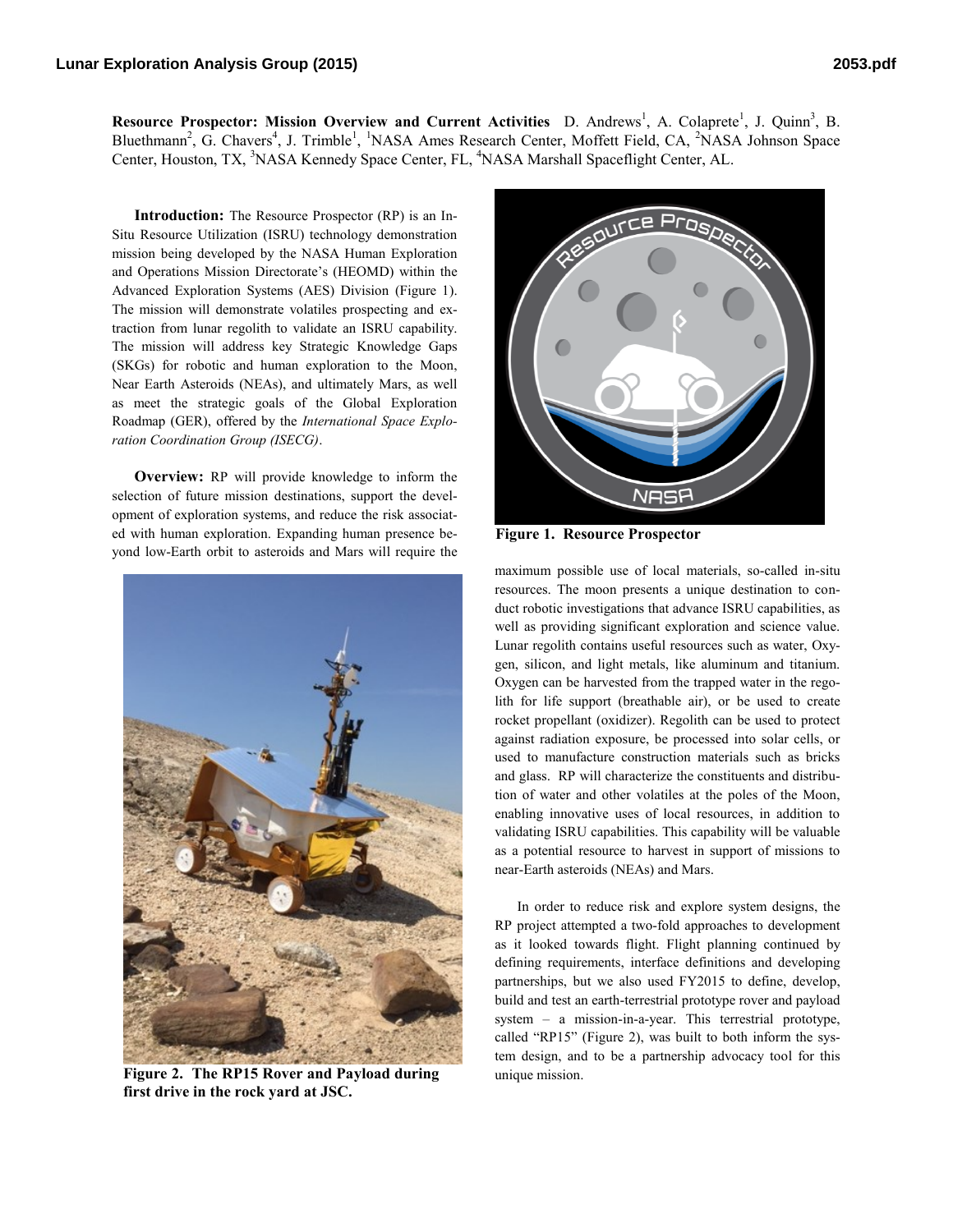**Resource Prospector: Mission Overview and Current Activities** D. Andrews[1], A. Colaprete[1], J. Quinn[3], B. Bluethmann[2], G. Chavers[4], J. Trimble[1], [1]NASA Ames Research Center, Moffett Field, CA, [2]NASA Johnson Space Center, Houston, TX, [3]NASA Kennedy Space Center, FL, [4]NASA Marshall Spaceflight Center, AL.

**Introduction:** The Resource Prospector (RP) is an In-Situ Resource Utilization (ISRU) technology demonstration mission being developed by the NASA Human Exploration and Operations Mission Directorate's (HEOMD) within the Advanced Exploration Systems (AES) Division (Figure 1). The mission will demonstrate volatiles prospecting and extraction from lunar regolith to validate an ISRU capability. The mission will address key Strategic Knowledge Gaps (SKGs) for robotic and human exploration to the Moon, Near Earth Asteroids (NEAs), and ultimately Mars, as well as meet the strategic goals of the Global Exploration Roadmap (GER), offered by the *International Space Exploration Coordination Group (ISECG)*.

**Overview:** RP will provide knowledge to inform the selection of future mission destinations, support the development of exploration systems, and reduce the risk associated with human exploration. Expanding human presence beyond low-Earth orbit to asteroids and Mars will require the maximum possible use of local materials, so-called in-situ resources. The moon presents a unique destination to conduct robotic investigations that advance ISRU capabilities, as well as providing significant exploration and science value. Lunar regolith contains useful resources such as water, Oxygen, silicon, and light metals, like aluminum and titanium. Oxygen can be harvested from the trapped water in the regolith for life support (breathable air), or be used to create rocket propellant (oxidizer). Regolith can be used to protect against radiation exposure, be processed into solar cells, or used to manufacture construction materials such as bricks and glass. RP will characterize the constituents and distribution of water and other volatiles at the poles of the Moon, enabling innovative uses of local resources, in addition to validating ISRU capabilities. This capability will be valuable as a potential resource to harvest in support of missions to near-Earth asteroids (NEAs) and Mars.

**Figure 1. Resource Prospector**

**Figure 2. The RP15 Rover and Payload during first drive in the rock yard at JSC.**

In order to reduce risk and explore system designs, the RP project attempted a two-fold approaches to development as it looked towards flight. Flight planning continued by defining requirements, interface definitions and developing partnerships, but we also used FY2015 to define, develop, build and test an earth-terrestrial prototype rover and payload system – a mission-in-a-year. This terrestrial prototype, called "RP15" (Figure 2), was built to both inform the system design, and to be a partnership advocacy tool for this unique mission.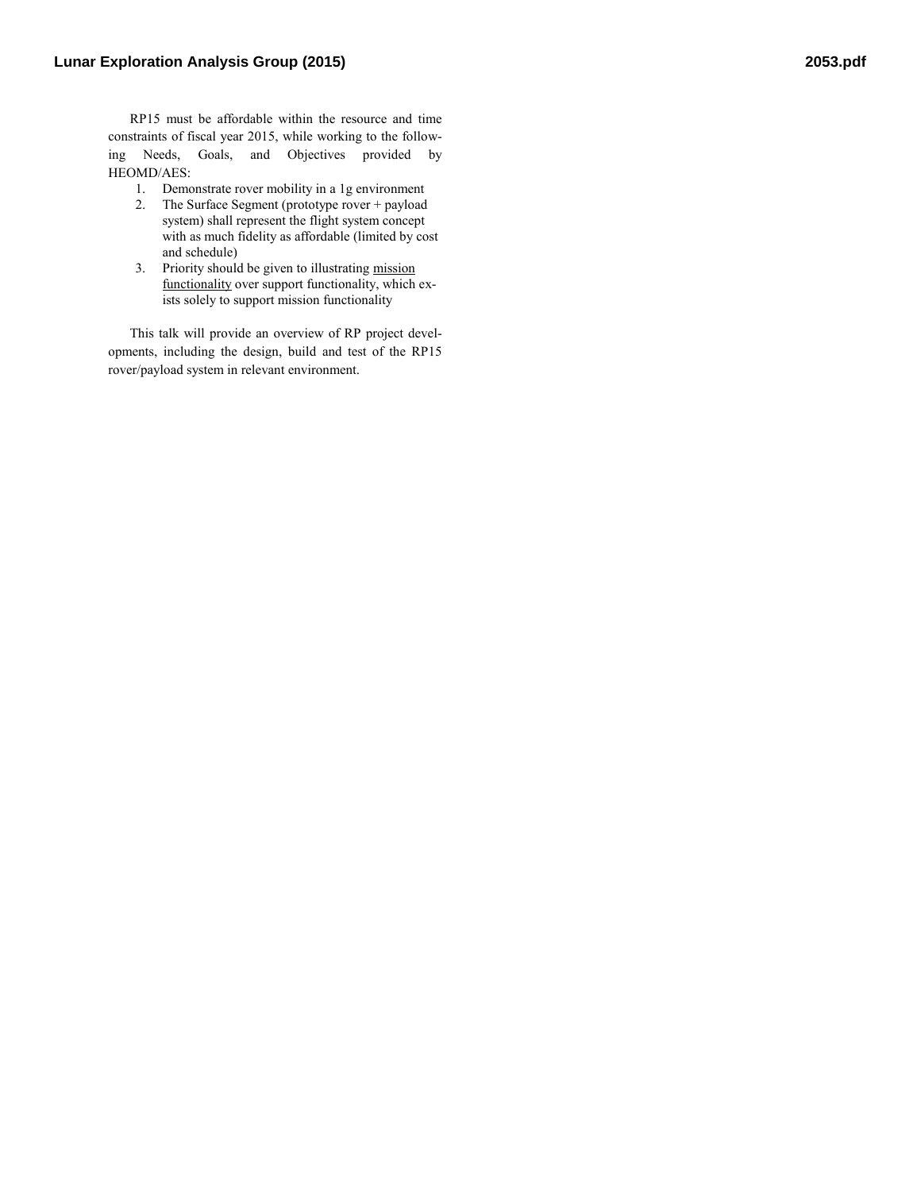RP15 must be affordable within the resource and time constraints of fiscal year 2015, while working to the following Needs, Goals, and Objectives provided by HEOMD/AES:

1. Demonstrate rover mobility in a 1g environment
2. The Surface Segment (prototype rover + payload system) shall represent the flight system concept with as much fidelity as affordable (limited by cost and schedule)
3. Priority should be given to illustrating <u>mission functionality</u> over support functionality, which exists solely to support mission functionality

This talk will provide an overview of RP project developments, including the design, build and test of the RP15 rover/payload system in relevant environment.